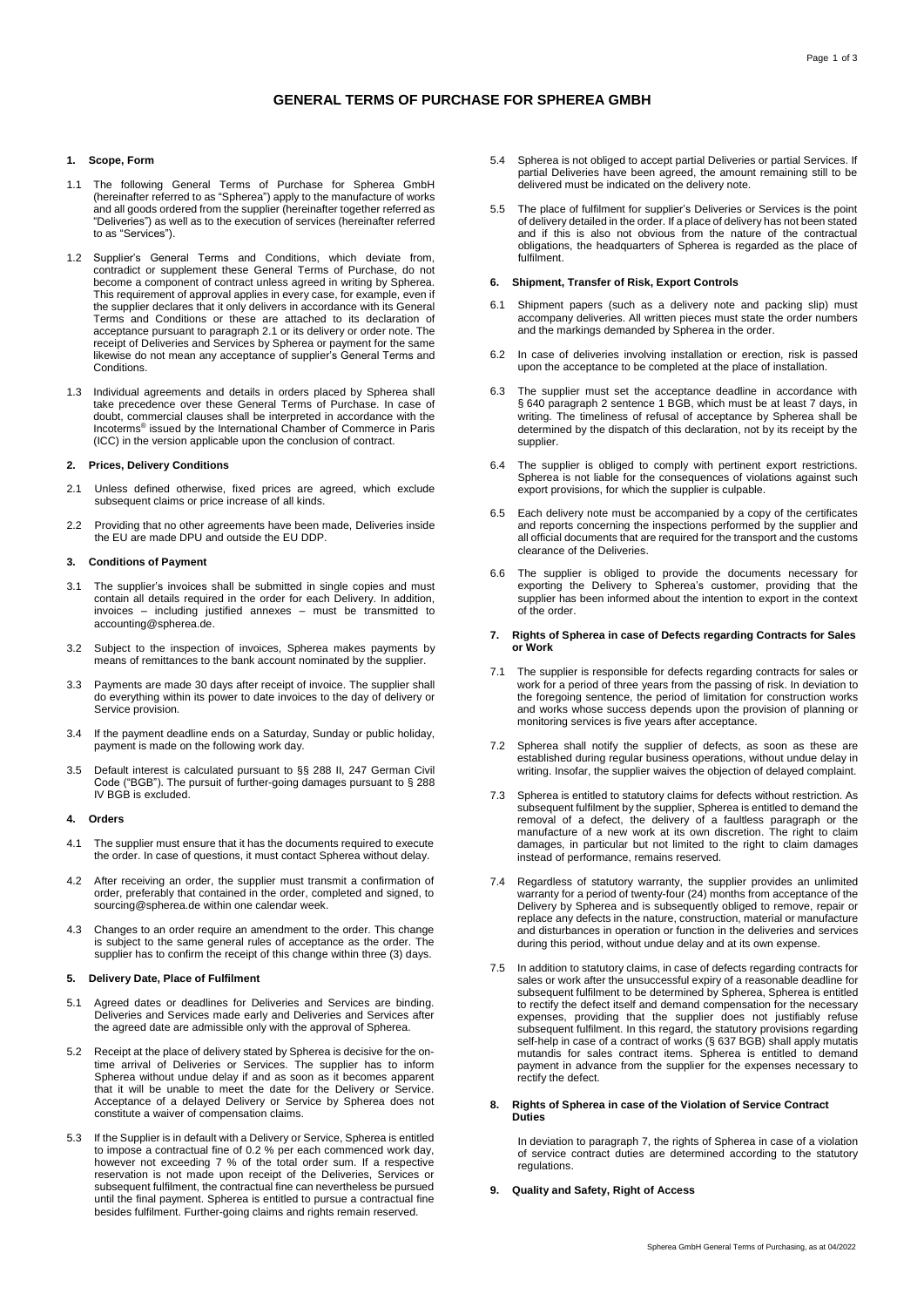# GENERAL TERMS OF PURCHASE FOR SPHEREA GMBH

## 1. Scope, Form

1.1 The following General Terms of Purchase for Spherea GmbH (hereinafter referred to as "Spherea") apply to the manufacture of works and all goods ordered from the supplier (hereinafter together referred as "Deliveries") as well as to the execution of services (hereinafter referred to as "Services").

1.2 Supplier's General Terms and Conditions, which deviate from, contradict or supplement these General Terms of Purchase, do not become a component of contract unless agreed in writing by Spherea. This requirement of approval applies in every case, for example, even if the supplier declares that it only delivers in accordance with its General Terms and Conditions or these are attached to its declaration of acceptance pursuant to paragraph 2.1 or its delivery or order note. The receipt of Deliveries and Services by Spherea or payment for the same likewise do not mean any acceptance of supplier's General Terms and Conditions.

1.3 Individual agreements and details in orders placed by Spherea shall take precedence over these General Terms of Purchase. In case of doubt, commercial clauses shall be interpreted in accordance with the Incoterms® issued by the International Chamber of Commerce in Paris (ICC) in the version applicable upon the conclusion of contract.

## 2. Prices, Delivery Conditions

2.1 Unless defined otherwise, fixed prices are agreed, which exclude subsequent claims or price increase of all kinds.

2.2 Providing that no other agreements have been made, Deliveries inside the EU are made DPU and outside the EU DDP.

## 3. Conditions of Payment

3.1 The supplier's invoices shall be submitted in single copies and must contain all details required in the order for each Delivery. In addition, invoices – including justified annexes – must be transmitted to accounting@spherea.de.

3.2 Subject to the inspection of invoices, Spherea makes payments by means of remittances to the bank account nominated by the supplier.

3.3 Payments are made 30 days after receipt of invoice. The supplier shall do everything within its power to date invoices to the day of delivery or Service provision.

3.4 If the payment deadline ends on a Saturday, Sunday or public holiday, payment is made on the following work day.

3.5 Default interest is calculated pursuant to §§ 288 II, 247 German Civil Code ("BGB"). The pursuit of further-going damages pursuant to § 288 IV BGB is excluded.

## 4. Orders

4.1 The supplier must ensure that it has the documents required to execute the order. In case of questions, it must contact Spherea without delay.

4.2 After receiving an order, the supplier must transmit a confirmation of order, preferably that contained in the order, completed and signed, to sourcing@spherea.de within one calendar week.

4.3 Changes to an order require an amendment to the order. This change is subject to the same general rules of acceptance as the order. The supplier has to confirm the receipt of this change within three (3) days.

## 5. Delivery Date, Place of Fulfilment

5.1 Agreed dates or deadlines for Deliveries and Services are binding. Deliveries and Services made early and Deliveries and Services after the agreed date are admissible only with the approval of Spherea.

5.2 Receipt at the place of delivery stated by Spherea is decisive for the on-time arrival of Deliveries or Services. The supplier has to inform Spherea without undue delay if and as soon as it becomes apparent that it will be unable to meet the date for the Delivery or Service. Acceptance of a delayed Delivery or Service by Spherea does not constitute a waiver of compensation claims.

5.3 If the Supplier is in default with a Delivery or Service, Spherea is entitled to impose a contractual fine of 0.2 % per each commenced work day, however not exceeding 7 % of the total order sum. If a respective reservation is not made upon receipt of the Deliveries, Services or subsequent fulfilment, the contractual fine can nevertheless be pursued until the final payment. Spherea is entitled to pursue a contractual fine besides fulfilment. Further-going claims and rights remain reserved.

5.4 Spherea is not obliged to accept partial Deliveries or partial Services. If partial Deliveries have been agreed, the amount remaining still to be delivered must be indicated on the delivery note.

5.5 The place of fulfilment for supplier's Deliveries or Services is the point of delivery detailed in the order. If a place of delivery has not been stated and if this is also not obvious from the nature of the contractual obligations, the headquarters of Spherea is regarded as the place of fulfilment.

## 6. Shipment, Transfer of Risk, Export Controls

6.1 Shipment papers (such as a delivery note and packing slip) must accompany deliveries. All written pieces must state the order numbers and the markings demanded by Spherea in the order.

6.2 In case of deliveries involving installation or erection, risk is passed upon the acceptance to be completed at the place of installation.

6.3 The supplier must set the acceptance deadline in accordance with § 640 paragraph 2 sentence 1 BGB, which must be at least 7 days, in writing. The timeliness of refusal of acceptance by Spherea shall be determined by the dispatch of this declaration, not by its receipt by the supplier.

6.4 The supplier is obliged to comply with pertinent export restrictions. Spherea is not liable for the consequences of violations against such export provisions, for which the supplier is culpable.

6.5 Each delivery note must be accompanied by a copy of the certificates and reports concerning the inspections performed by the supplier and all official documents that are required for the transport and the customs clearance of the Deliveries.

6.6 The supplier is obliged to provide the documents necessary for exporting the Delivery to Spherea's customer, providing that the supplier has been informed about the intention to export in the context of the order.

## 7. Rights of Spherea in case of Defects regarding Contracts for Sales or Work

7.1 The supplier is responsible for defects regarding contracts for sales or work for a period of three years from the passing of risk. In deviation to the foregoing sentence, the period of limitation for construction works and works whose success depends upon the provision of planning or monitoring services is five years after acceptance.

7.2 Spherea shall notify the supplier of defects, as soon as these are established during regular business operations, without undue delay in writing. Insofar, the supplier waives the objection of delayed complaint.

7.3 Spherea is entitled to statutory claims for defects without restriction. As subsequent fulfilment by the supplier, Spherea is entitled to demand the removal of a defect, the delivery of a faultless paragraph or the manufacture of a new work at its own discretion. The right to claim damages, in particular but not limited to the right to claim damages instead of performance, remains reserved.

7.4 Regardless of statutory warranty, the supplier provides an unlimited warranty for a period of twenty-four (24) months from acceptance of the Delivery by Spherea and is subsequently obliged to remove, repair or replace any defects in the nature, construction, material or manufacture and disturbances in operation or function in the deliveries and services during this period, without undue delay and at its own expense.

7.5 In addition to statutory claims, in case of defects regarding contracts for sales or work after the unsuccessful expiry of a reasonable deadline for subsequent fulfilment to be determined by Spherea, Spherea is entitled to rectify the defect itself and demand compensation for the necessary expenses, providing that the supplier does not justifiably refuse subsequent fulfilment. In this regard, the statutory provisions regarding self-help in case of a contract of works (§ 637 BGB) shall apply mutatis mutandis for sales contract items. Spherea is entitled to demand payment in advance from the supplier for the expenses necessary to rectify the defect.

## 8. Rights of Spherea in case of the Violation of Service Contract Duties

In deviation to paragraph 7, the rights of Spherea in case of a violation of service contract duties are determined according to the statutory regulations.

## 9. Quality and Safety, Right of Access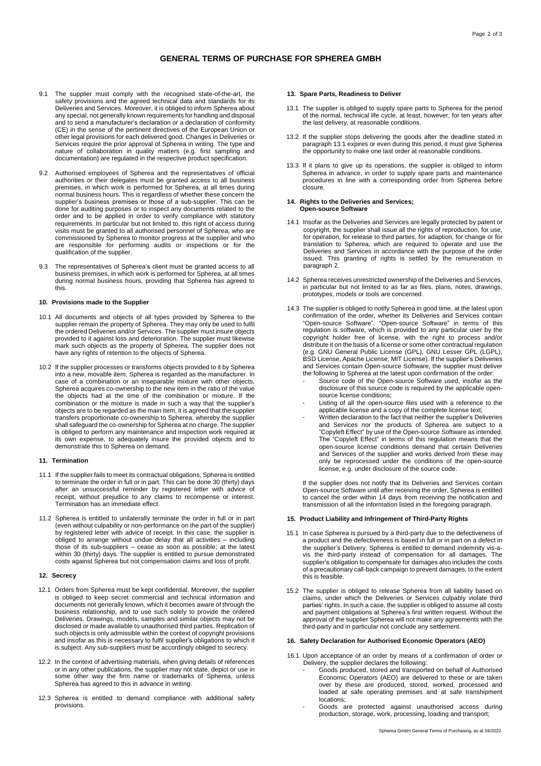## GENERAL TERMS OF PURCHASE FOR SPHEREA GMBH

9.1 The supplier must comply with the recognised state-of-the-art, the safety provisions and the agreed technical data and standards for its Deliveries and Services. Moreover, it is obliged to inform Spherea about any special, not generally known requirements for handling and disposal and to send a manufacturer's declaration or a declaration of conformity (CE) in the sense of the pertinent directives of the European Union or other legal provisions for each delivered good. Changes in Deliveries or Services require the prior approval of Spherea in writing. The type and nature of collaboration in quality matters (e.g. first sampling and documentation) are regulated in the respective product specification.

9.2 Authorised employees of Spherea and the representatives of official authorities or their delegates must be granted access to all business premises, in which work is performed for Spherea, at all times during normal business hours. This is regardless of whether these concern the supplier's business premises or those of a sub-supplier. This can be done for auditing purposes or to inspect any documents related to the order and to be applied in order to verify compliance with statutory requirements. In particular but not limited to, this right of access during visits must be granted to all authorised personnel of Spherea, who are commissioned by Spherea to monitor progress at the supplier and who are responsible for performing audits or inspections or for the qualification of the supplier.

9.3 The representatives of Spherea's client must be granted access to all business premises, in which work is performed for Spherea, at all times during normal business hours, providing that Spherea has agreed to this.

### 10. Provisions made to the Supplier

10.1 All documents and objects of all types provided by Spherea to the supplier remain the property of Spherea. They may only be used to fulfil the ordered Deliveries and/or Services. The supplier must insure objects provided to it against loss and deterioration. The supplier must likewise mark such objects as the property of Spherea. The supplier does not have any rights of retention to the objects of Spherea.

10.2 If the supplier processes or transforms objects provided to it by Spherea into a new, movable item, Spherea is regarded as the manufacturer. In case of a combination or an inseparable mixture with other objects, Spherea acquires co-ownership to the new item in the ratio of the value the objects had at the time of the combination or mixture. If the combination or the mixture is made in such a way that the supplier's objects are to be regarded as the main item, it is agreed that the supplier transfers proportionate co-ownership to Spherea, whereby the supplier shall safeguard the co-ownership for Spherea at no charge. The supplier is obliged to perform any maintenance and inspection work required at its own expense, to adequately insure the provided objects and to demonstrate this to Spherea on demand.

### 11. Termination

11.1 If the supplier fails to meet its contractual obligations, Spherea is entitled to terminate the order in full or in part. This can be done 30 (thirty) days after an unsuccessful reminder by registered letter with advice of receipt, without prejudice to any claims to recompense or interest. Termination has an immediate effect.

11.2 Spherea is entitled to unilaterally terminate the order in full or in part (even without culpability or non-performance on the part of the supplier) by registered letter with advice of receipt. In this case, the supplier is obliged to arrange without undue delay that all activities – including those of its sub-suppliers – cease as soon as possible; at the latest within 30 (thirty) days. The supplier is entitled to pursue demonstrated costs against Spherea but not compensation claims and loss of profit.

### 12. Secrecy

12.1 Orders from Spherea must be kept confidential. Moreover, the supplier is obliged to keep secret commercial and technical information and documents not generally known, which it becomes aware of through the business relationship, and to use such solely to provide the ordered Deliveries. Drawings, models, samples and similar objects may not be disclosed or made available to unauthorised third parties. Replication of such objects is only admissible within the context of copyright provisions and insofar as this is necessary to fulfil supplier's obligations to which it is subject. Any sub-suppliers must be accordingly obliged to secrecy.

12.2 In the context of advertising materials, when giving details of references or in any other publications, the supplier may not state, depict or use in some other way the firm name or trademarks of Spherea, unless Spherea has agreed to this in advance in writing.

12.3 Spherea is entitled to demand compliance with additional safety provisions.

### 13. Spare Parts, Readiness to Deliver

13.1 The supplier is obliged to supply spare parts to Spherea for the period of the normal, technical life cycle, at least, however, for ten years after the last delivery, at reasonable conditions.

13.2 If the supplier stops delivering the goods after the deadline stated in paragraph 13.1 expires or even during this period, it must give Spherea the opportunity to make one last order at reasonable conditions.

13.3 If it plans to give up its operations, the supplier is obliged to inform Spherea in advance, in order to supply spare parts and maintenance procedures in line with a corresponding order from Spherea before closure.

### 14. Rights to the Deliveries and Services; Open-source Software

14.1 Insofar as the Deliveries and Services are legally protected by patent or copyright, the supplier shall issue all the rights of reproduction, for use, for operation, for release to third parties, for adaption, for change or for translation to Spherea, which are required to operate and use the Deliveries and Services in accordance with the purpose of the order issued. This granting of rights is settled by the remuneration in paragraph 2.

14.2 Spherea receives unrestricted ownership of the Deliveries and Services, in particular but not limited to as far as files, plans, notes, drawings, prototypes, models or tools are concerned.

14.3 The supplier is obliged to notify Spherea in good time, at the latest upon confirmation of the order, whether its Deliveries and Services contain "Open-source Software". "Open-source Software" in terms of this regulation is software, which is provided to any particular user by the copyright holder free of license, with the right to process and/or distribute it on the basis of a license or some other contractual regulation (e.g. GNU General Public License (GPL), GNU Lesser GPL (LGPL), BSD License, Apache License, MIT License). If the supplier's Deliveries and Services contain Open-source Software, the supplier must deliver the following to Spherea at the latest upon confirmation of the order:

- Source code of the Open-source Software used, insofar as the disclosure of this source code is required by the applicable open-source license conditions;
- Listing of all the open-source files used with a reference to the applicable license and a copy of the complete license text;
- Written declaration to the fact that neither the supplier's Deliveries and Services nor the products of Spherea are subject to a "Copyleft Effect" by use of the Open-source Software as intended. The "Copyleft Effect" in terms of this regulation means that the open-source license conditions demand that certain Deliveries and Services of the supplier and works derived from these may only be reprocessed under the conditions of the open-source license, e.g. under disclosure of the source code.

If the supplier does not notify that its Deliveries and Services contain Open-source Software until after receiving the order, Spherea is entitled to cancel the order within 14 days from receiving the notification and transmission of all the information listed in the foregoing paragraph.

### 15. Product Liability and Infringement of Third-Party Rights

15.1 In case Spherea is pursued by a third-party due to the defectiveness of a product and the defectiveness is based in full or in part on a defect in the supplier's Delivery, Spherea is entitled to demand indemnity vis-a-vis the third-party instead of compensation for all damages. The supplier's obligation to compensate for damages also includes the costs of a precautionary call-back campaign to prevent damages, to the extent this is feasible.

15.2 The supplier is obliged to release Spherea from all liability based on claims, under which the Deliveries or Services culpably violate third parties' rights. In such a case, the supplier is obliged to assume all costs and payment obligations at Spherea's first written request. Without the approval of the supplier Spherea will not make any agreements with the third-party and in particular not conclude any settlement.

### 16. Safety Declaration for Authorised Economic Operators (AEO)

16.1 Upon acceptance of an order by means of a confirmation of order or Delivery, the supplier declares the following:

- Goods produced, stored and transported on behalf of Authorised Economic Operators (AEO) are delivered to these or are taken over by these are produced, stored, worked, processed and loaded at safe operating premises and at safe transhipment locations;
- Goods are protected against unauthorised access during production, storage, work, processing, loading and transport;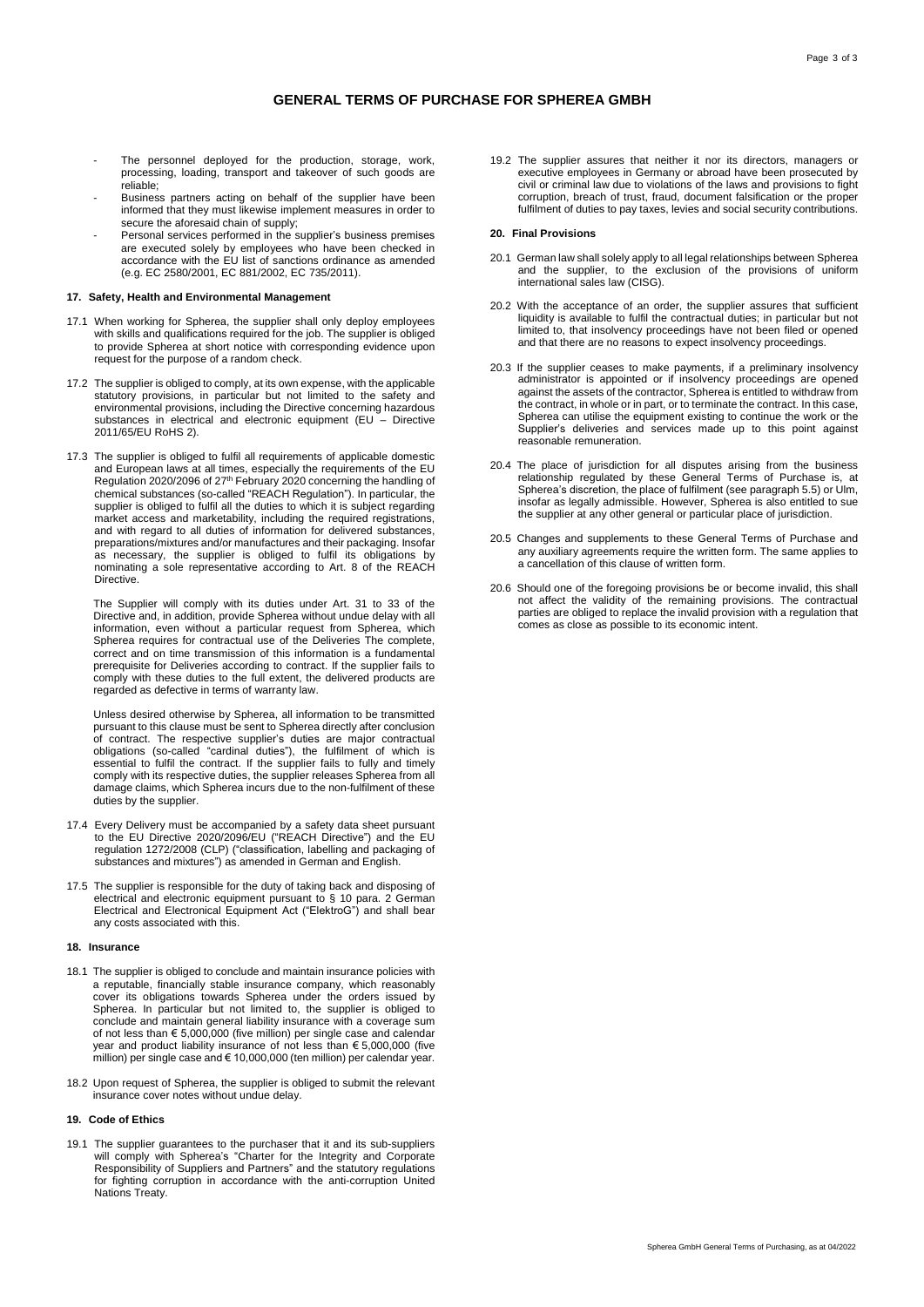# GENERAL TERMS OF PURCHASE FOR SPHEREA GMBH

- The personnel deployed for the production, storage, work, processing, loading, transport and takeover of such goods are reliable;
- Business partners acting on behalf of the supplier have been informed that they must likewise implement measures in order to secure the aforesaid chain of supply;
- Personal services performed in the supplier's business premises are executed solely by employees who have been checked in accordance with the EU list of sanctions ordinance as amended (e.g. EC 2580/2001, EC 881/2002, EC 735/2011).

#### 17. Safety, Health and Environmental Management

17.1 When working for Spherea, the supplier shall only deploy employees with skills and qualifications required for the job. The supplier is obliged to provide Spherea at short notice with corresponding evidence upon request for the purpose of a random check.

17.2 The supplier is obliged to comply, at its own expense, with the applicable statutory provisions, in particular but not limited to the safety and environmental provisions, including the Directive concerning hazardous substances in electrical and electronic equipment (EU – Directive 2011/65/EU RoHS 2).

17.3 The supplier is obliged to fulfil all requirements of applicable domestic and European laws at all times, especially the requirements of the EU Regulation 2020/2096 of 27th February 2020 concerning the handling of chemical substances (so-called "REACH Regulation"). In particular, the supplier is obliged to fulfil all the duties to which it is subject regarding market access and marketability, including the required registrations, and with regard to all duties of information for delivered substances, preparations/mixtures and/or manufactures and their packaging. Insofar as necessary, the supplier is obliged to fulfil its obligations by nominating a sole representative according to Art. 8 of the REACH Directive.

The Supplier will comply with its duties under Art. 31 to 33 of the Directive and, in addition, provide Spherea without undue delay with all information, even without a particular request from Spherea, which Spherea requires for contractual use of the Deliveries The complete, correct and on time transmission of this information is a fundamental prerequisite for Deliveries according to contract. If the supplier fails to comply with these duties to the full extent, the delivered products are regarded as defective in terms of warranty law.

Unless desired otherwise by Spherea, all information to be transmitted pursuant to this clause must be sent to Spherea directly after conclusion of contract. The respective supplier's duties are major contractual obligations (so-called "cardinal duties"), the fulfilment of which is essential to fulfil the contract. If the supplier fails to fully and timely comply with its respective duties, the supplier releases Spherea from all damage claims, which Spherea incurs due to the non-fulfilment of these duties by the supplier.

17.4 Every Delivery must be accompanied by a safety data sheet pursuant to the EU Directive 2020/2096/EU ("REACH Directive") and the EU regulation 1272/2008 (CLP) ("classification, labelling and packaging of substances and mixtures") as amended in German and English.

17.5 The supplier is responsible for the duty of taking back and disposing of electrical and electronic equipment pursuant to § 10 para. 2 German Electrical and Electronical Equipment Act ("ElektroG") and shall bear any costs associated with this.

#### 18. Insurance

18.1 The supplier is obliged to conclude and maintain insurance policies with a reputable, financially stable insurance company, which reasonably cover its obligations towards Spherea under the orders issued by Spherea. In particular but not limited to, the supplier is obliged to conclude and maintain general liability insurance with a coverage sum of not less than € 5,000,000 (five million) per single case and calendar year and product liability insurance of not less than € 5,000,000 (five million) per single case and € 10,000,000 (ten million) per calendar year.

18.2 Upon request of Spherea, the supplier is obliged to submit the relevant insurance cover notes without undue delay.

#### 19. Code of Ethics

19.1 The supplier guarantees to the purchaser that it and its sub-suppliers will comply with Spherea's "Charter for the Integrity and Corporate Responsibility of Suppliers and Partners" and the statutory regulations for fighting corruption in accordance with the anti-corruption United Nations Treaty.

19.2 The supplier assures that neither it nor its directors, managers or executive employees in Germany or abroad have been prosecuted by civil or criminal law due to violations of the laws and provisions to fight corruption, breach of trust, fraud, document falsification or the proper fulfilment of duties to pay taxes, levies and social security contributions.

#### 20. Final Provisions

20.1 German law shall solely apply to all legal relationships between Spherea and the supplier, to the exclusion of the provisions of uniform international sales law (CISG).

20.2 With the acceptance of an order, the supplier assures that sufficient liquidity is available to fulfil the contractual duties; in particular but not limited to, that insolvency proceedings have not been filed or opened and that there are no reasons to expect insolvency proceedings.

20.3 If the supplier ceases to make payments, if a preliminary insolvency administrator is appointed or if insolvency proceedings are opened against the assets of the contractor, Spherea is entitled to withdraw from the contract, in whole or in part, or to terminate the contract. In this case, Spherea can utilise the equipment existing to continue the work or the Supplier's deliveries and services made up to this point against reasonable remuneration.

20.4 The place of jurisdiction for all disputes arising from the business relationship regulated by these General Terms of Purchase is, at Spherea's discretion, the place of fulfilment (see paragraph 5.5) or Ulm, insofar as legally admissible. However, Spherea is also entitled to sue the supplier at any other general or particular place of jurisdiction.

20.5 Changes and supplements to these General Terms of Purchase and any auxiliary agreements require the written form. The same applies to a cancellation of this clause of written form.

20.6 Should one of the foregoing provisions be or become invalid, this shall not affect the validity of the remaining provisions. The contractual parties are obliged to replace the invalid provision with a regulation that comes as close as possible to its economic intent.